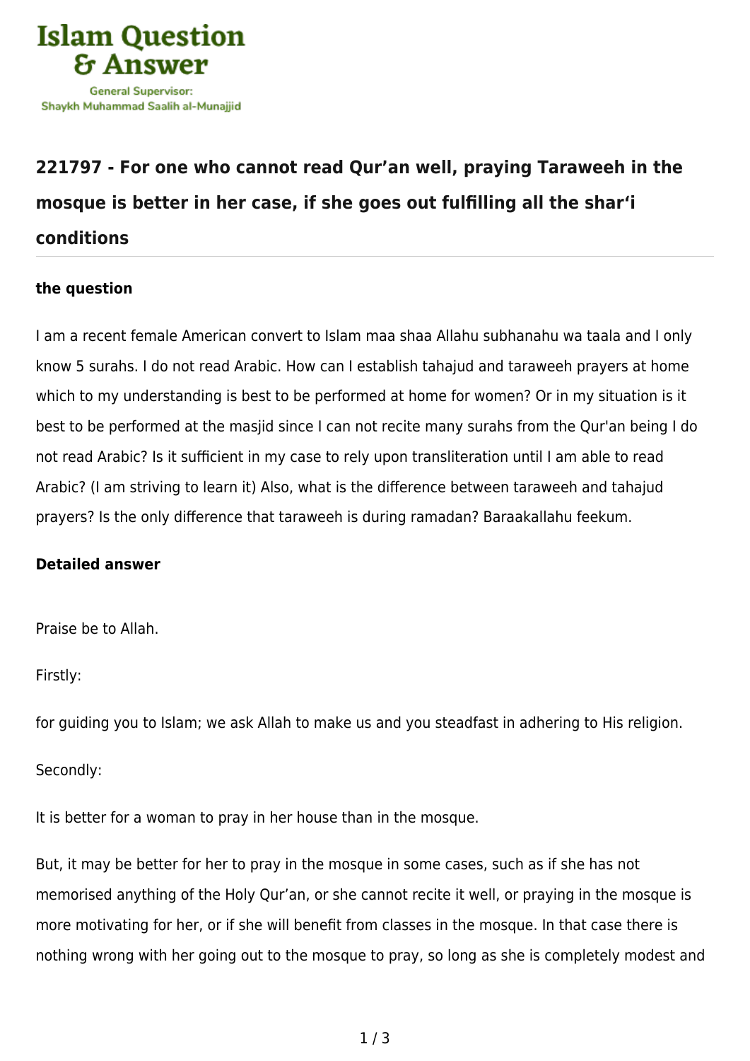# Islam Question & Answer

General Supervisor: Shaykh Muhammad Saalih al-Munajjid

## 221797 - For one who cannot read Qur'an well, praying Taraweeh in the mosque is better in her case, if she goes out fulfilling all the shar'i conditions

### the question

I am a recent female American convert to Islam maa shaa Allahu subhanahu wa taala and I only know 5 surahs. I do not read Arabic. How can I establish tahajud and taraweeh prayers at home which to my understanding is best to be performed at home for women? Or in my situation is it best to be performed at the masjid since I can not recite many surahs from the Qur'an being I do not read Arabic? Is it sufficient in my case to rely upon transliteration until I am able to read Arabic? (I am striving to learn it) Also, what is the difference between taraweeh and tahajud prayers? Is the only difference that taraweeh is during ramadan? Baraakallahu feekum.

### Detailed answer

Praise be to Allah.

Firstly:

for guiding you to Islam; we ask Allah to make us and you steadfast in adhering to His religion.

Secondly:

It is better for a woman to pray in her house than in the mosque.

But, it may be better for her to pray in the mosque in some cases, such as if she has not memorised anything of the Holy Qur'an, or she cannot recite it well, or praying in the mosque is more motivating for her, or if she will benefit from classes in the mosque. In that case there is nothing wrong with her going out to the mosque to pray, so long as she is completely modest and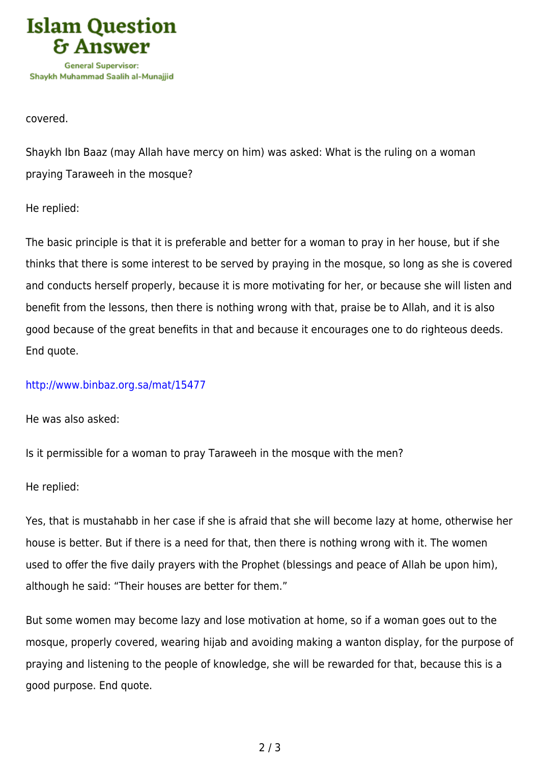covered.

Shaykh Ibn Baaz (may Allah have mercy on him) was asked: What is the ruling on a woman praying Taraweeh in the mosque?

He replied:

The basic principle is that it is preferable and better for a woman to pray in her house, but if she thinks that there is some interest to be served by praying in the mosque, so long as she is covered and conducts herself properly, because it is more motivating for her, or because she will listen and benefit from the lessons, then there is nothing wrong with that, praise be to Allah, and it is also good because of the great benefits in that and because it encourages one to do righteous deeds. End quote.

http://www.binbaz.org.sa/mat/15477

He was also asked:

Is it permissible for a woman to pray Taraweeh in the mosque with the men?

He replied:

Yes, that is mustahabb in her case if she is afraid that she will become lazy at home, otherwise her house is better. But if there is a need for that, then there is nothing wrong with it. The women used to offer the five daily prayers with the Prophet (blessings and peace of Allah be upon him), although he said: "Their houses are better for them."

But some women may become lazy and lose motivation at home, so if a woman goes out to the mosque, properly covered, wearing hijab and avoiding making a wanton display, for the purpose of praying and listening to the people of knowledge, she will be rewarded for that, because this is a good purpose. End quote.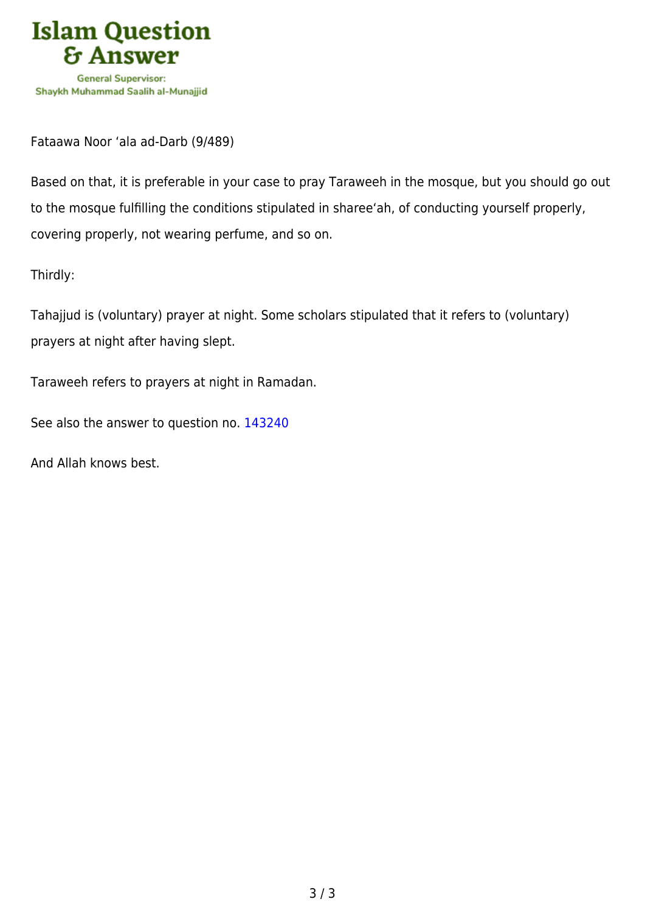Fataawa Noor ‘ala ad-Darb (9/489)

Based on that, it is preferable in your case to pray Taraweeh in the mosque, but you should go out to the mosque fulfilling the conditions stipulated in sharee‘ah, of conducting yourself properly, covering properly, not wearing perfume, and so on.

Thirdly:

Tahajjud is (voluntary) prayer at night. Some scholars stipulated that it refers to (voluntary) prayers at night after having slept.

Taraweeh refers to prayers at night in Ramadan.

See also the answer to question no. 143240

And Allah knows best.